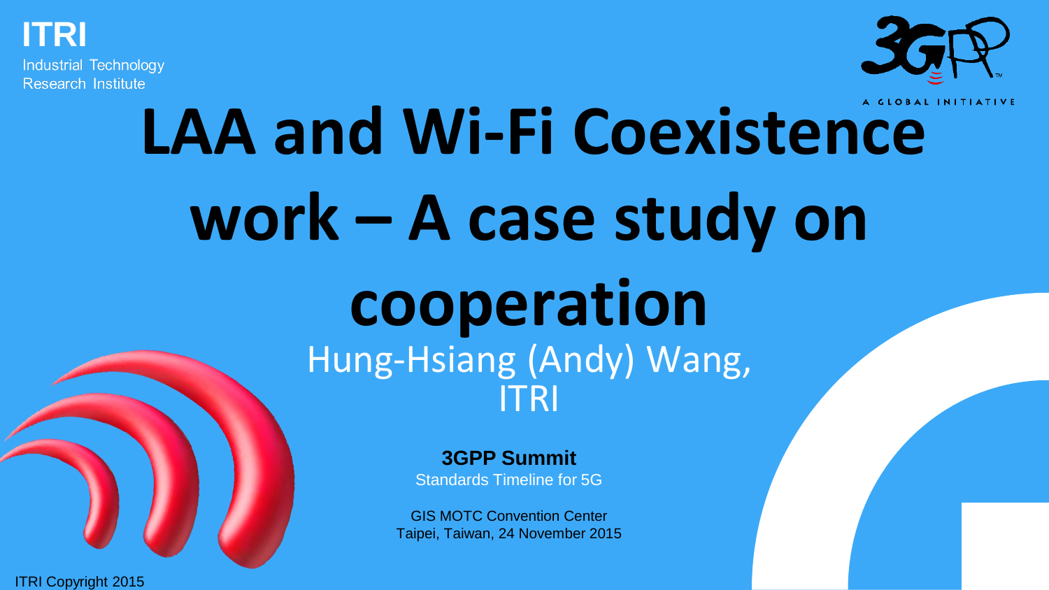ITRI

Industrial Technology Research Institute

A GLOBAL INITIATIVE

# LAA and Wi-Fi Coexistence work – A case study on cooperation

Hung-Hsiang (Andy) Wang, ITRI

**3GPP Summit**

Standards Timeline for 5G

GIS MOTC Convention Center

Taipei, Taiwan, 24 November 2015

ITRI Copyright 2015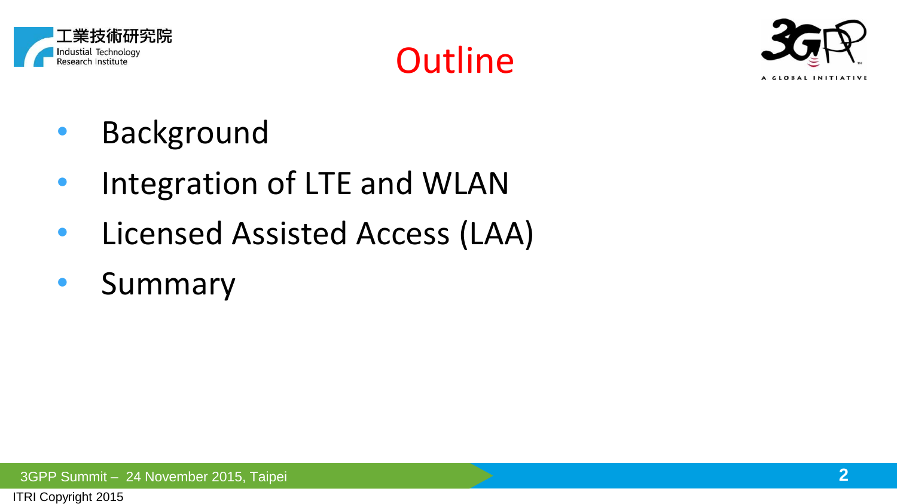# Outline

- Background
- Integration of LTE and WLAN
- Licensed Assisted Access (LAA)
- Summary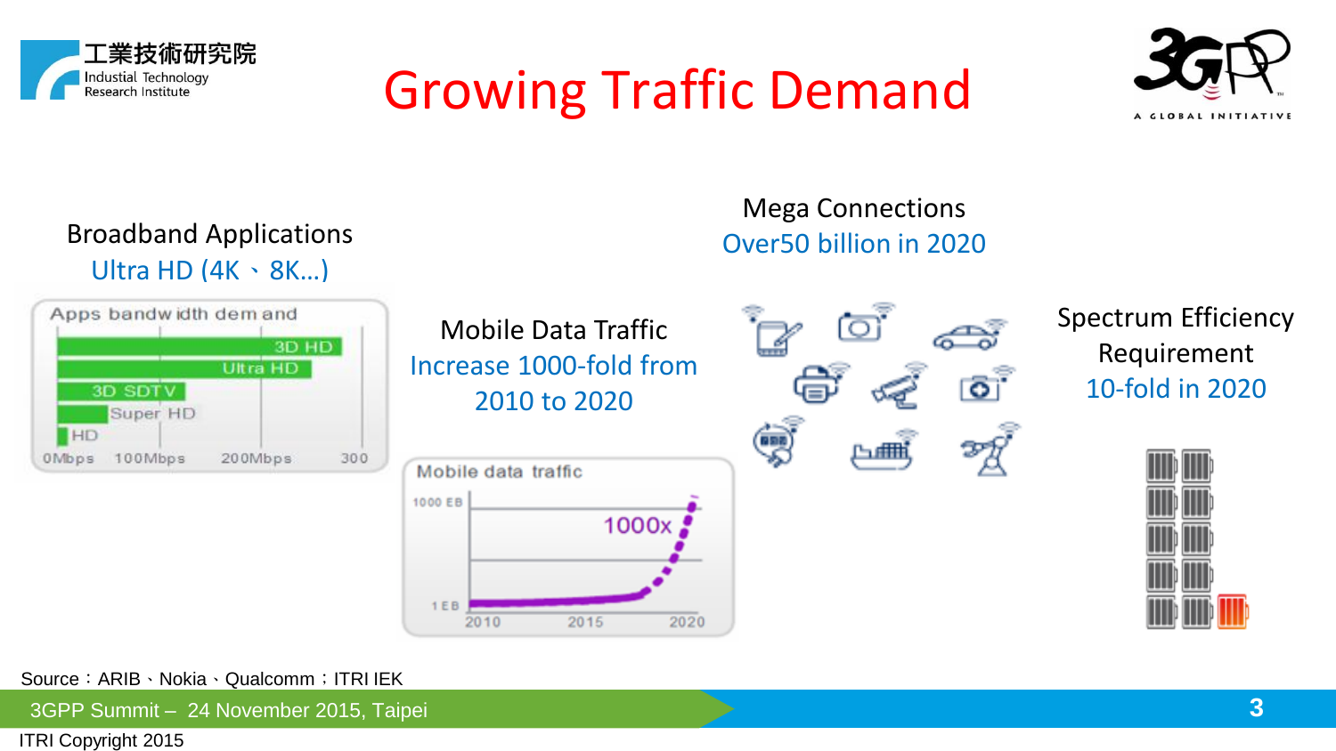# Growing Traffic Demand

## Broadband Applications

Ultra HD (4K、8K…)

Apps bandwidth demand

| Application | Bandwidth |
|---|---|
| 3D HD | ~300 |
| Ultra HD | ~250 |
| 3D SDTV | ~130 |
| Super HD | ~50 |
| HD | ~5 |

0Mbps 100Mbps 200Mbps 300

## Mobile Data Traffic

Increase 1000-fold from 2010 to 2020

Mobile data traffic: 1 EB (2010) → 1000 EB (2020), 1000x

## Mega Connections

Over50 billion in 2020

## Spectrum Efficiency Requirement

10-fold in 2020

Source：ARIB、Nokia、Qualcomm；ITRI IEK

3GPP Summit – 24 November 2015, Taipei

ITRI Copyright 2015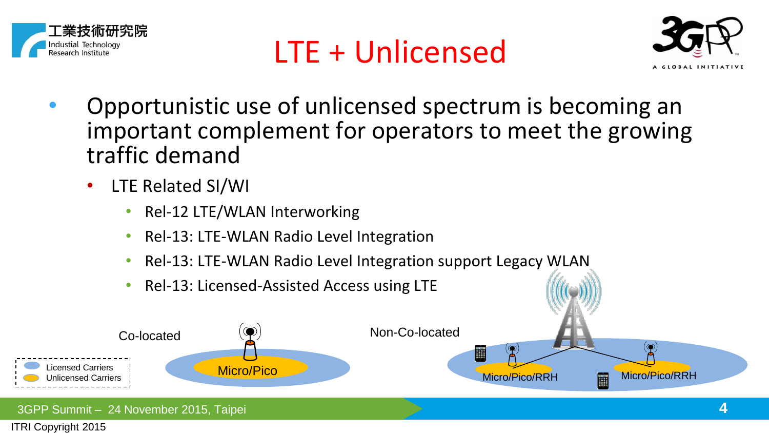# LTE + Unlicensed

- Opportunistic use of unlicensed spectrum is becoming an important complement for operators to meet the growing traffic demand
  - LTE Related SI/WI
    - Rel-12 LTE/WLAN Interworking
    - Rel-13: LTE-WLAN Radio Level Integration
    - Rel-13: LTE-WLAN Radio Level Integration support Legacy WLAN
    - Rel-13: Licensed-Assisted Access using LTE

Co-located

Micro/Pico

Non-Co-located

Micro/Pico/RRH

Micro/Pico/RRH

Licensed Carriers

Unlicensed Carriers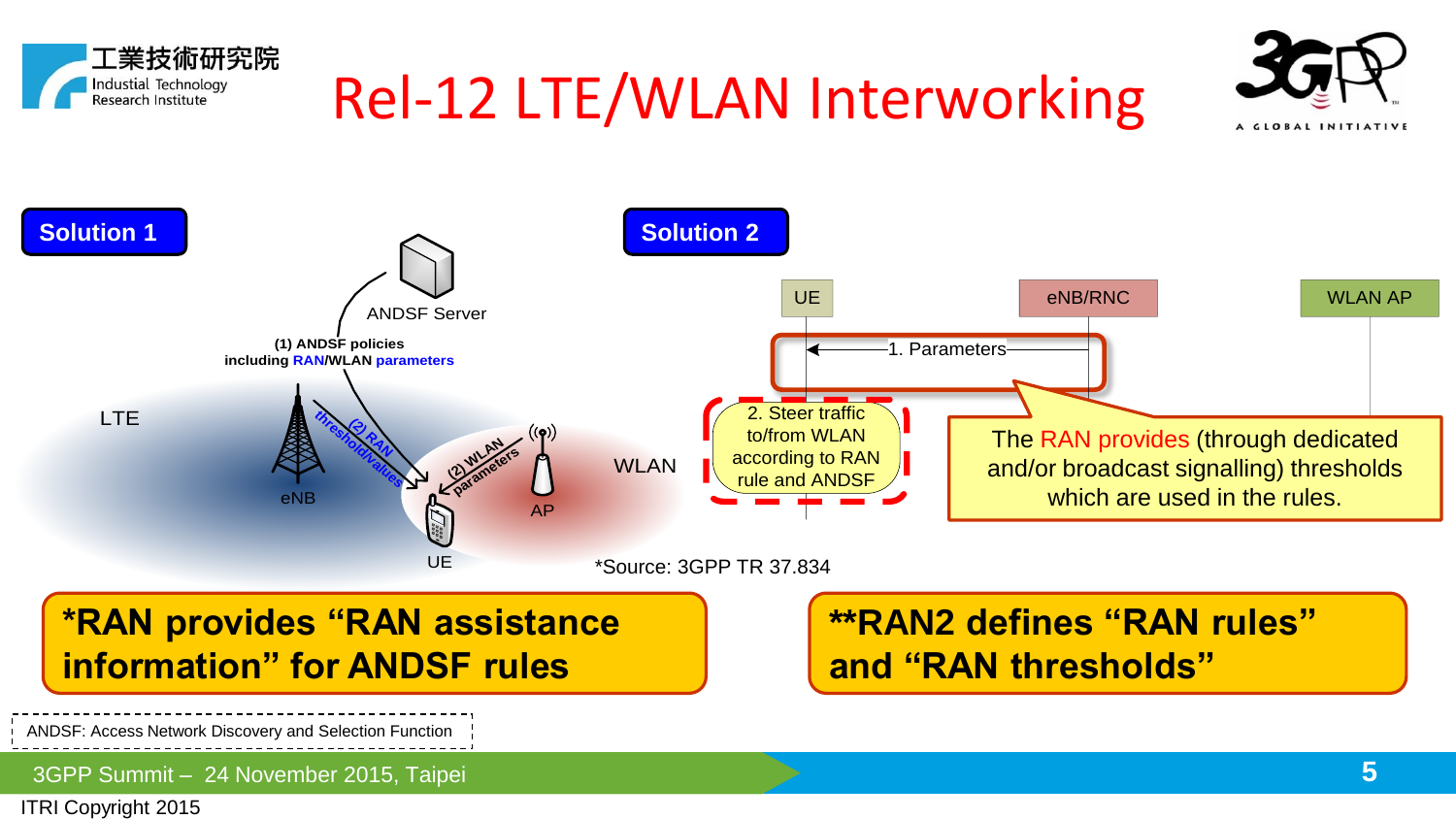# Rel-12 LTE/WLAN Interworking

## Solution 1

ANDSF Server

(1) ANDSF policies including RAN/WLAN parameters

LTE

eNB

(2) RAN threshold/values

(2) WLAN parameters

AP

UE

WLAN

## Solution 2

UE | eNB/RNC | WLAN AP

1. Parameters

2. Steer traffic to/from WLAN according to RAN rule and ANDSF

The RAN provides (through dedicated and/or broadcast signalling) thresholds which are used in the rules.

*Source: 3GPP TR 37.834

**\*RAN provides "RAN assistance information" for ANDSF rules**

**\*\*RAN2 defines "RAN rules" and "RAN thresholds"**

ANDSF: Access Network Discovery and Selection Function

3GPP Summit – 24 November 2015, Taipei

ITRI Copyright 2015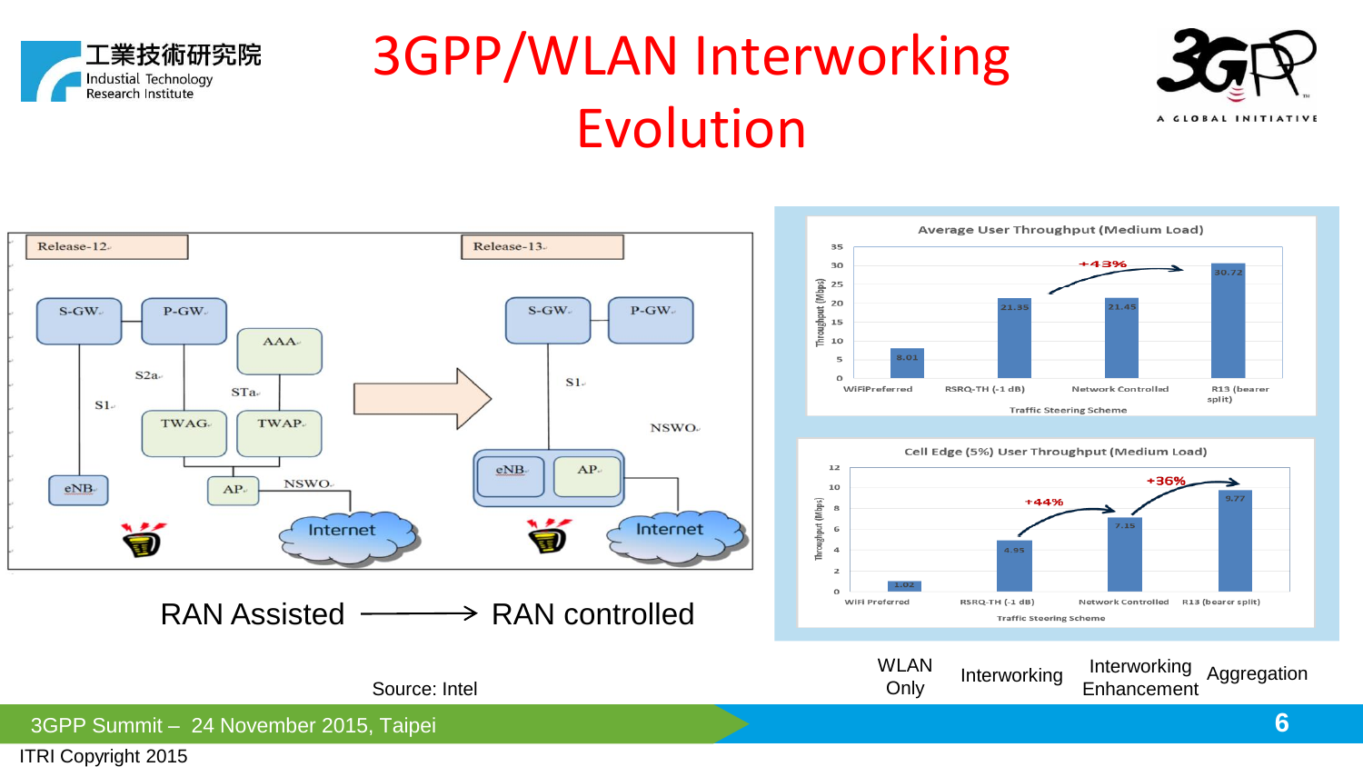# 3GPP/WLAN Interworking Evolution

Release-12

S-GW, P-GW, AAA, S2a, STa, S1, TWAG, TWAP, eNB, AP, NSWO, Internet

Release-13

S-GW, P-GW, S1, NSWO, eNB, AP, Internet

RAN Assisted ⟶ RAN controlled

Source: Intel

**Average User Throughput (Medium Load)**

| Traffic Steering Scheme | Throughput (Mbps) |
| --- | --- |
| WiFiPreferred | 8.01 |
| RSRQ-TH (-1 dB) | 21.35 |
| Network Controlled | 21.45 |
| R13 (bearer split) | 30.72 |

+43%

**Cell Edge (5%) User Throughput (Medium Load)**

| Traffic Steering Scheme | Throughput (Mbps) |
| --- | --- |
| WiFi Preferred | 1.02 |
| RSRQ-TH (-1 dB) | 4.95 |
| Network Controlled | 7.15 |
| R13 (bearer split) | 9.77 |

+44% +36%

WLAN Only | Interworking | Interworking Enhancement | Aggregation

3GPP Summit – 24 November 2015, Taipei

ITRI Copyright 2015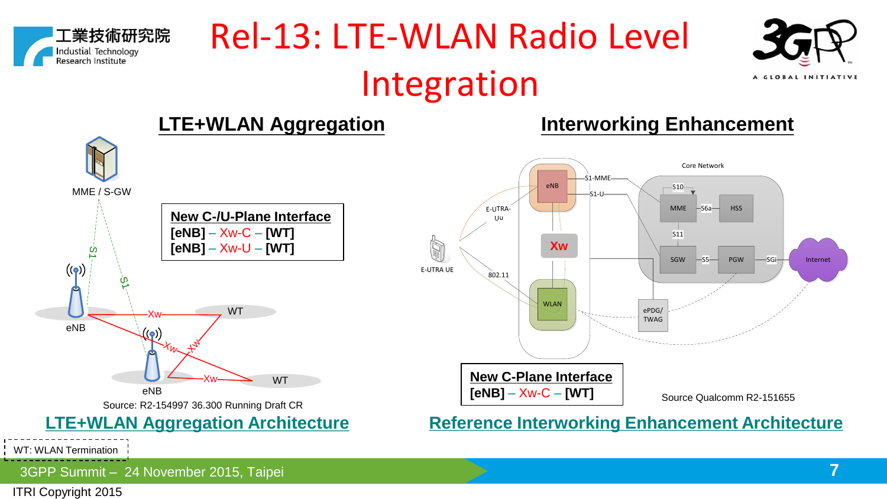# Rel-13: LTE-WLAN Radio Level Integration

## LTE+WLAN Aggregation

MME / S-GW

S1 S1

eNB Xw WT

eNB Xw Xw Xw WT

**New C-/U-Plane Interface**
**[eNB]** – Xw-C – **[WT]**
**[eNB]** – Xw-U – **[WT]**

Source: R2-154997 36.300 Running Draft CR

**LTE+WLAN Aggregation Architecture**

## Interworking Enhancement

Core Network

eNB S1-MME S1-U S10 MME S6a HSS S11 SGW S5 PGW SGi Internet

E-UTRA-Uu Xw

E-UTRA UE 802.11 WLAN ePDG/TWAG

**New C-Plane Interface**
**[eNB]** – Xw-C – **[WT]**

Source Qualcomm R2-151655

**Reference Interworking Enhancement Architecture**

WT: WLAN Termination

3GPP Summit – 24 November 2015, Taipei

ITRI Copyright 2015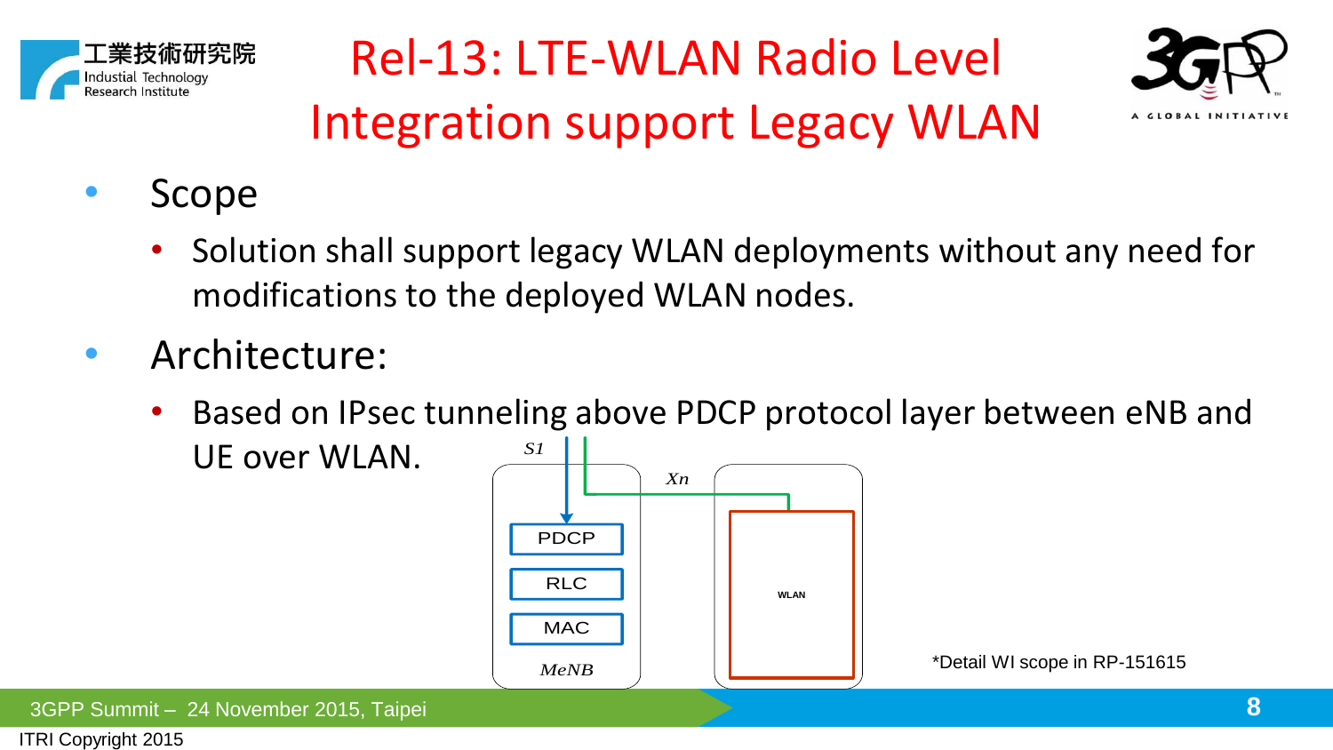# Rel-13: LTE-WLAN Radio Level Integration support Legacy WLAN

- Scope
  - Solution shall support legacy WLAN deployments without any need for modifications to the deployed WLAN nodes.
- Architecture:
  - Based on IPsec tunneling above PDCP protocol layer between eNB and UE over WLAN.

S1

Xn

PDCP

RLC

MAC

MeNB

WLAN

*Detail WI scope in RP-151615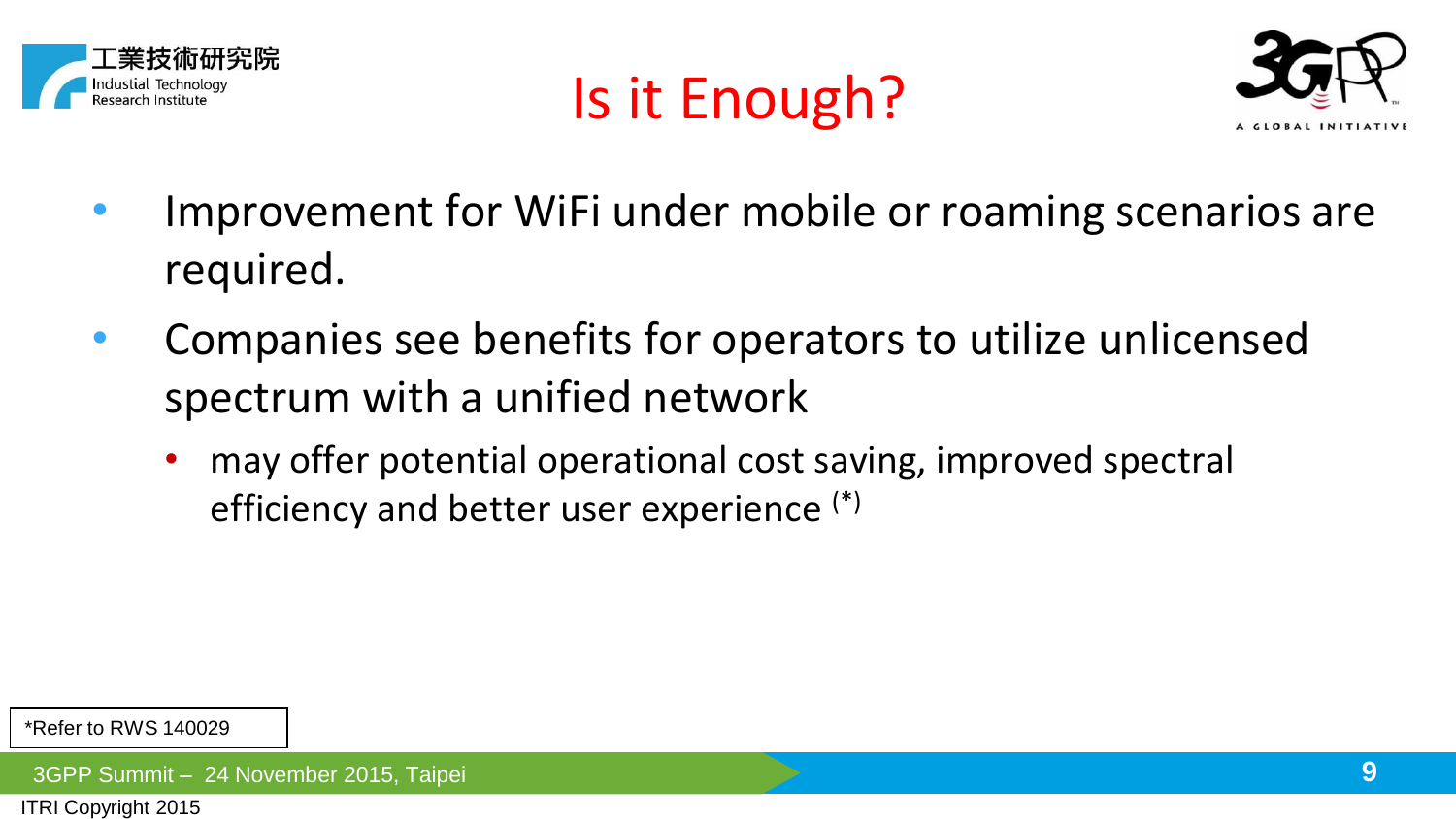# Is it Enough?

- Improvement for WiFi under mobile or roaming scenarios are required.
- Companies see benefits for operators to utilize unlicensed spectrum with a unified network
  - may offer potential operational cost saving, improved spectral efficiency and better user experience (*)

*Refer to RWS 140029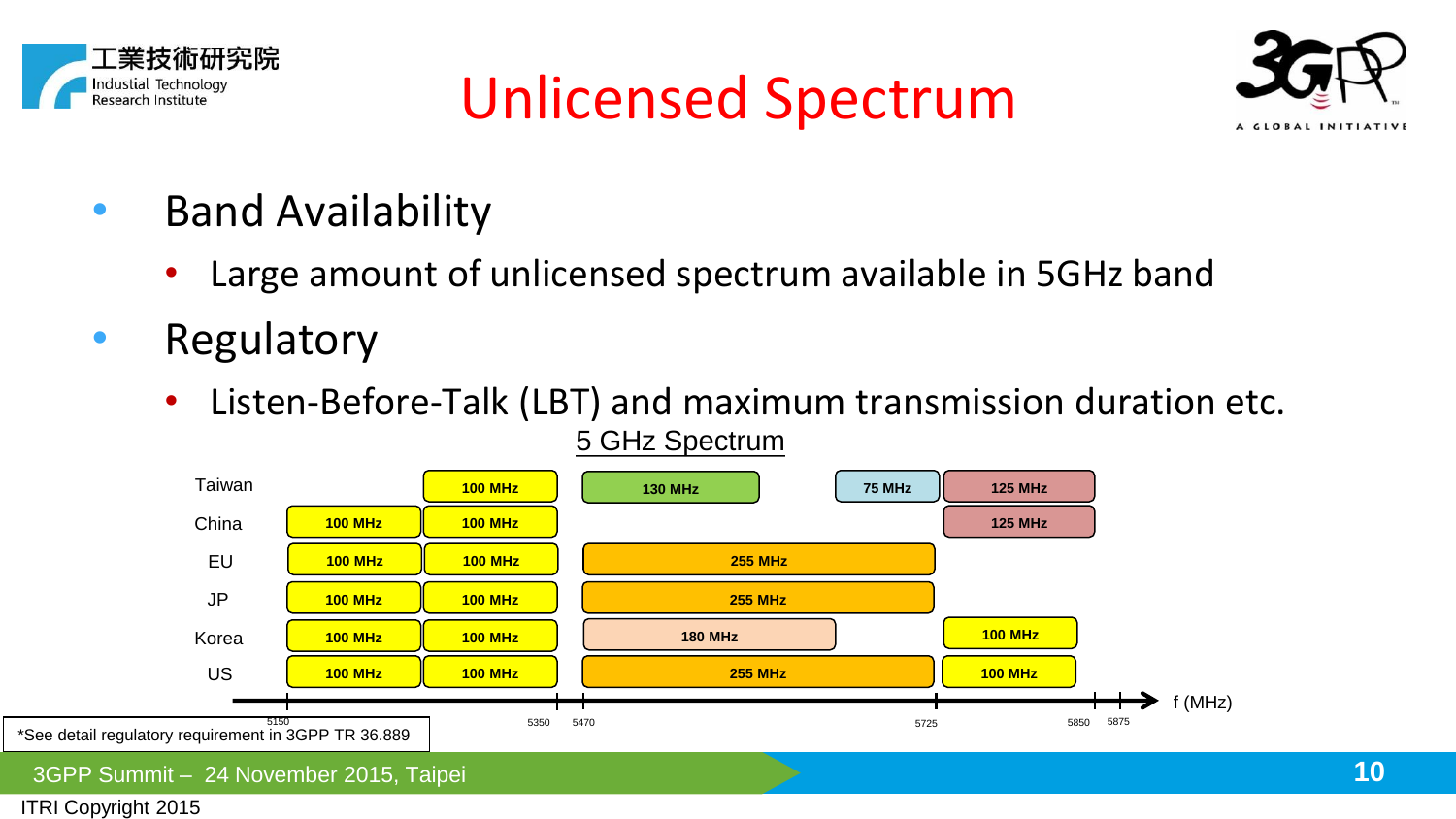# Unlicensed Spectrum

- Band Availability
  - Large amount of unlicensed spectrum available in 5GHz band
- Regulatory
  - Listen-Before-Talk (LBT) and maximum transmission duration etc.

5 GHz Spectrum

| | 5150–5250 | 5250–5350 | 5470–5725 | 5725–5850 | 5850–5875 |
|---|---|---|---|---|---|
| Taiwan | | 100 MHz | 130 MHz | 75 MHz | 125 MHz |
| China | 100 MHz | 100 MHz | | 125 MHz | |
| EU | 100 MHz | 100 MHz | 255 MHz | | |
| JP | 100 MHz | 100 MHz | 255 MHz | | |
| Korea | 100 MHz | 100 MHz | 180 MHz | 100 MHz | |
| US | 100 MHz | 100 MHz | 255 MHz | 100 MHz | |

f (MHz): 5150, 5350, 5470, 5725, 5850, 5875

*See detail regulatory requirement in 3GPP TR 36.889

3GPP Summit – 24 November 2015, Taipei

ITRI Copyright 2015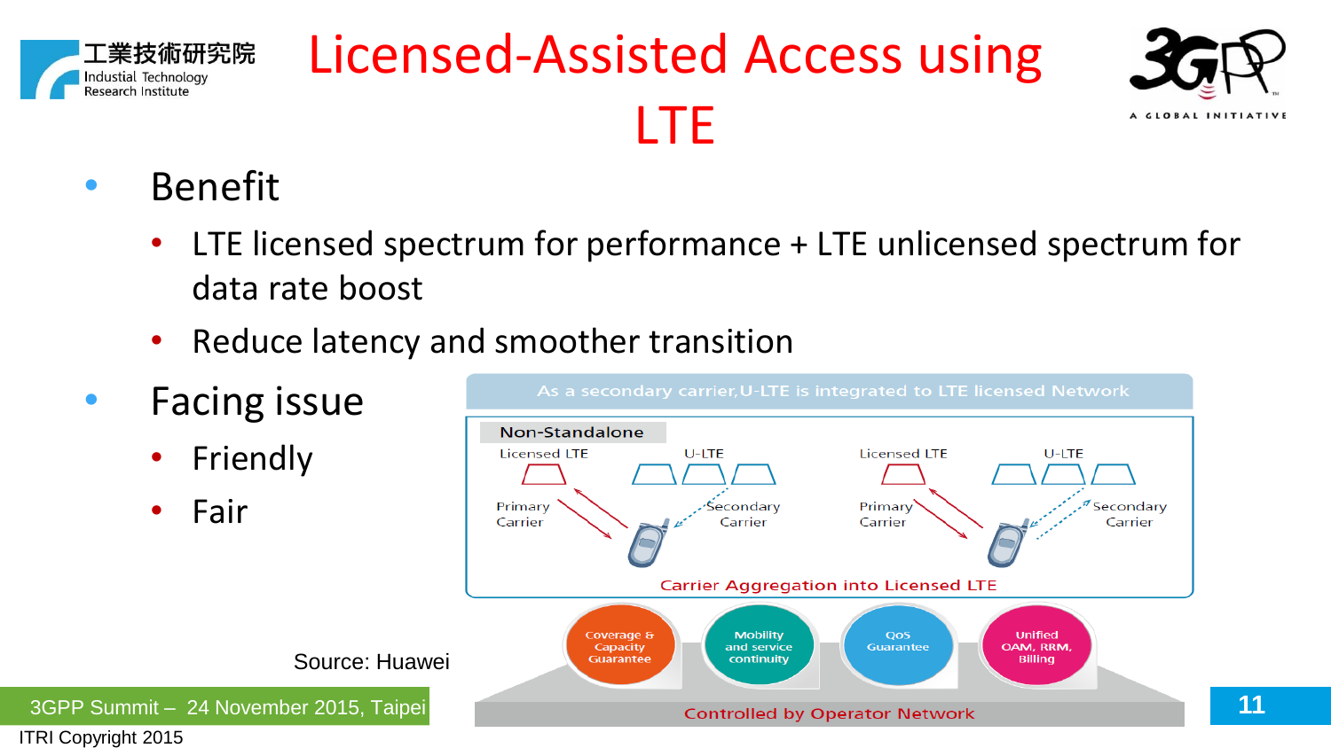# Licensed-Assisted Access using LTE

- Benefit
  - LTE licensed spectrum for performance + LTE unlicensed spectrum for data rate boost
  - Reduce latency and smoother transition
- Facing issue
  - Friendly
  - Fair

As a secondary carrier, U-LTE is integrated to LTE licensed Network

Non-Standalone

Licensed LTE | U-LTE | Primary Carrier | Secondary Carrier | Licensed LTE | U-LTE | Primary Carrier | Secondary Carrier

Carrier Aggregation into Licensed LTE

Coverage & Capacity Guarantee | Mobility and service continuity | QoS Guarantee | Unified OAM, RRM, Billing

Controlled by Operator Network

Source: Huawei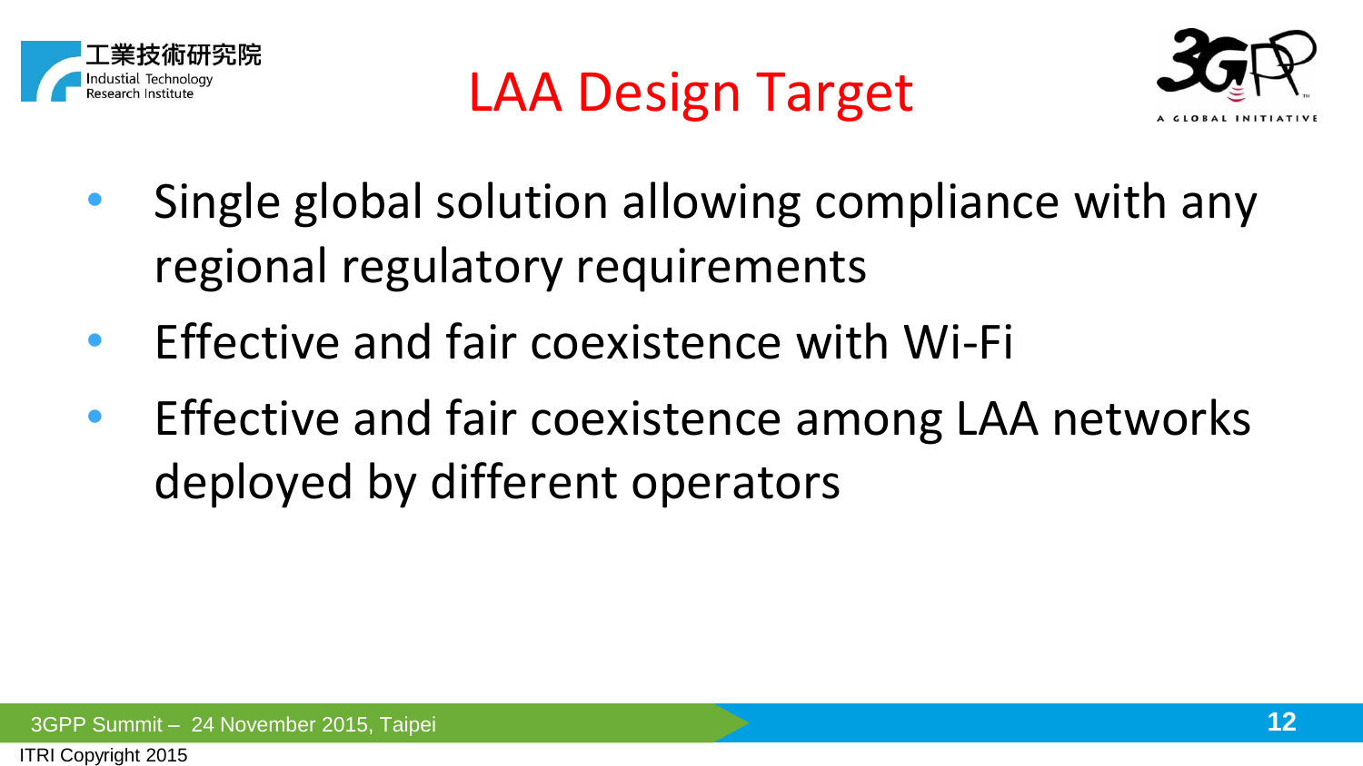# LAA Design Target

- Single global solution allowing compliance with any regional regulatory requirements
- Effective and fair coexistence with Wi-Fi
- Effective and fair coexistence among LAA networks deployed by different operators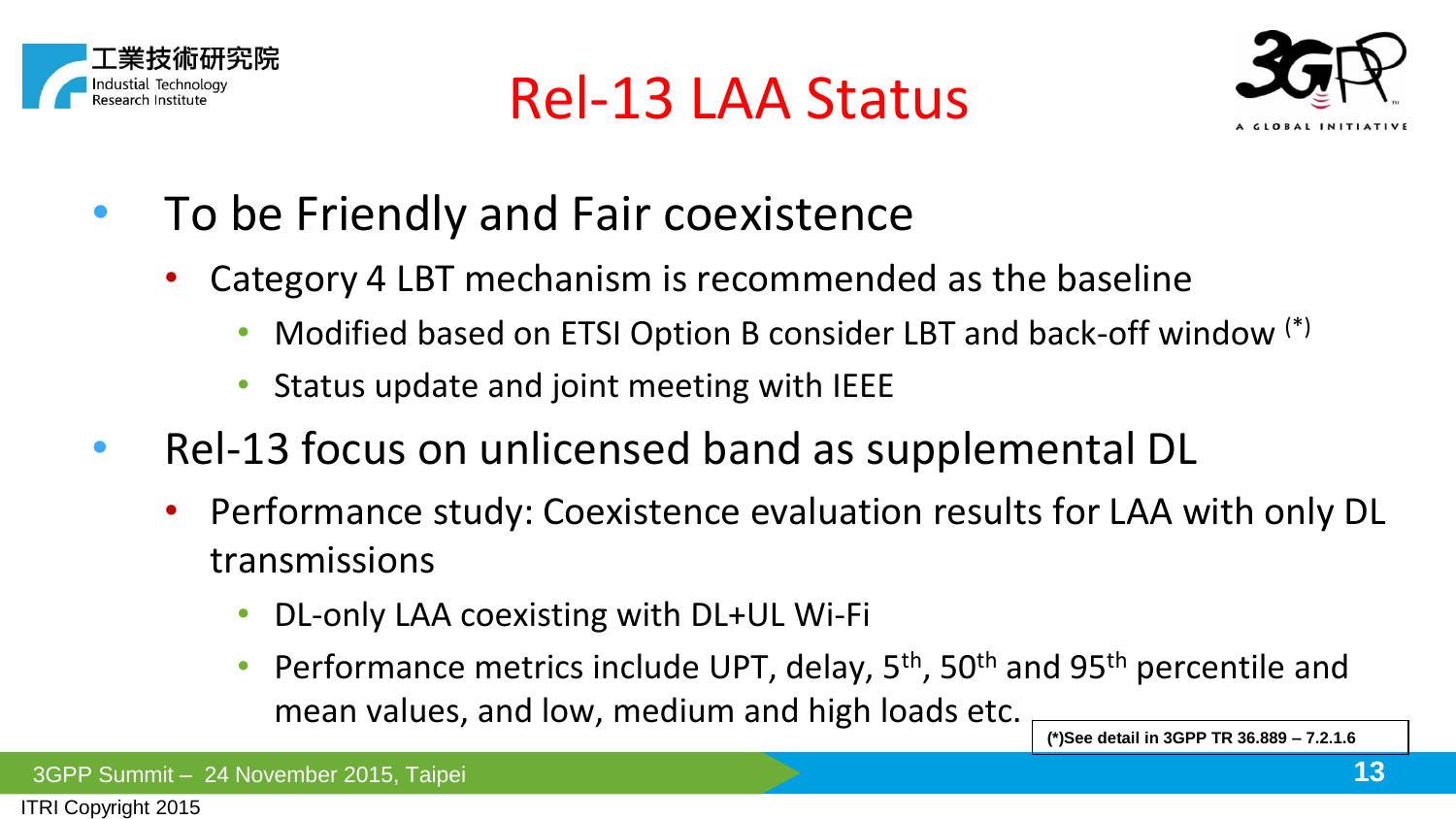# Rel-13 LAA Status

- To be Friendly and Fair coexistence
  - Category 4 LBT mechanism is recommended as the baseline
    - Modified based on ETSI Option B consider LBT and back-off window (*)
    - Status update and joint meeting with IEEE
- Rel-13 focus on unlicensed band as supplemental DL
  - Performance study: Coexistence evaluation results for LAA with only DL transmissions
    - DL-only LAA coexisting with DL+UL Wi-Fi
    - Performance metrics include UPT, delay, 5th, 50th and 95th percentile and mean values, and low, medium and high loads etc.

**(*)See detail in 3GPP TR 36.889 – 7.2.1.6**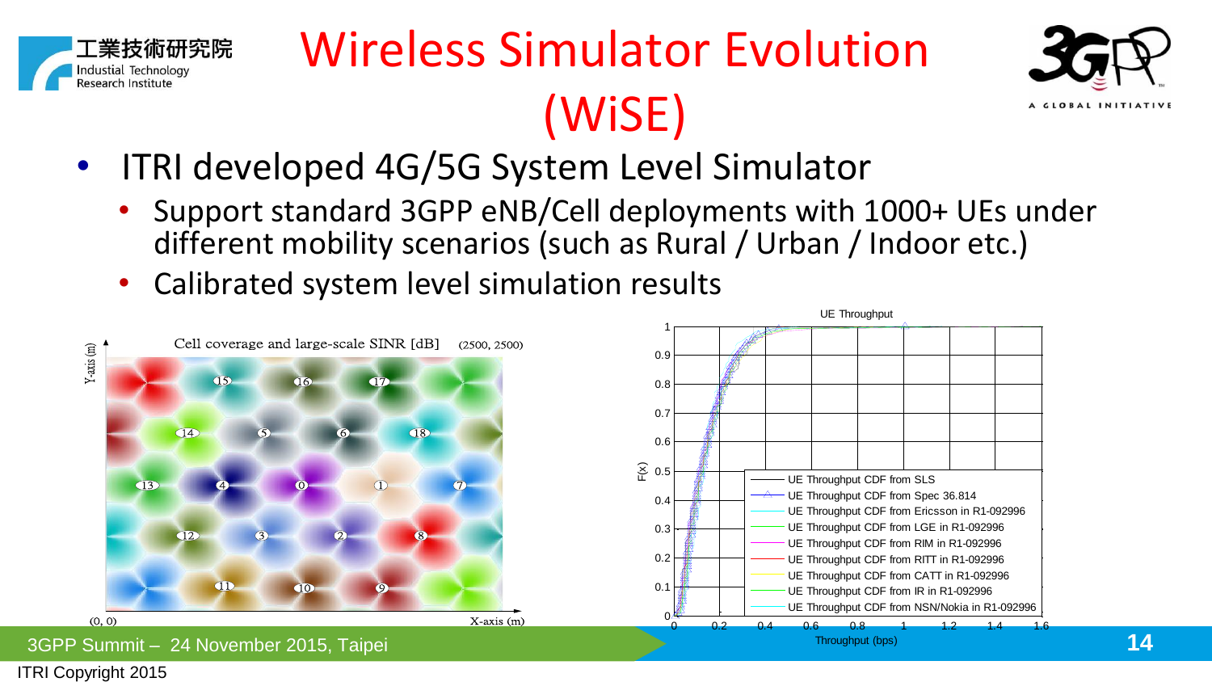# Wireless Simulator Evolution (WiSE)

- ITRI developed 4G/5G System Level Simulator
  - Support standard 3GPP eNB/Cell deployments with 1000+ UEs under different mobility scenarios (such as Rural / Urban / Indoor etc.)
  - Calibrated system level simulation results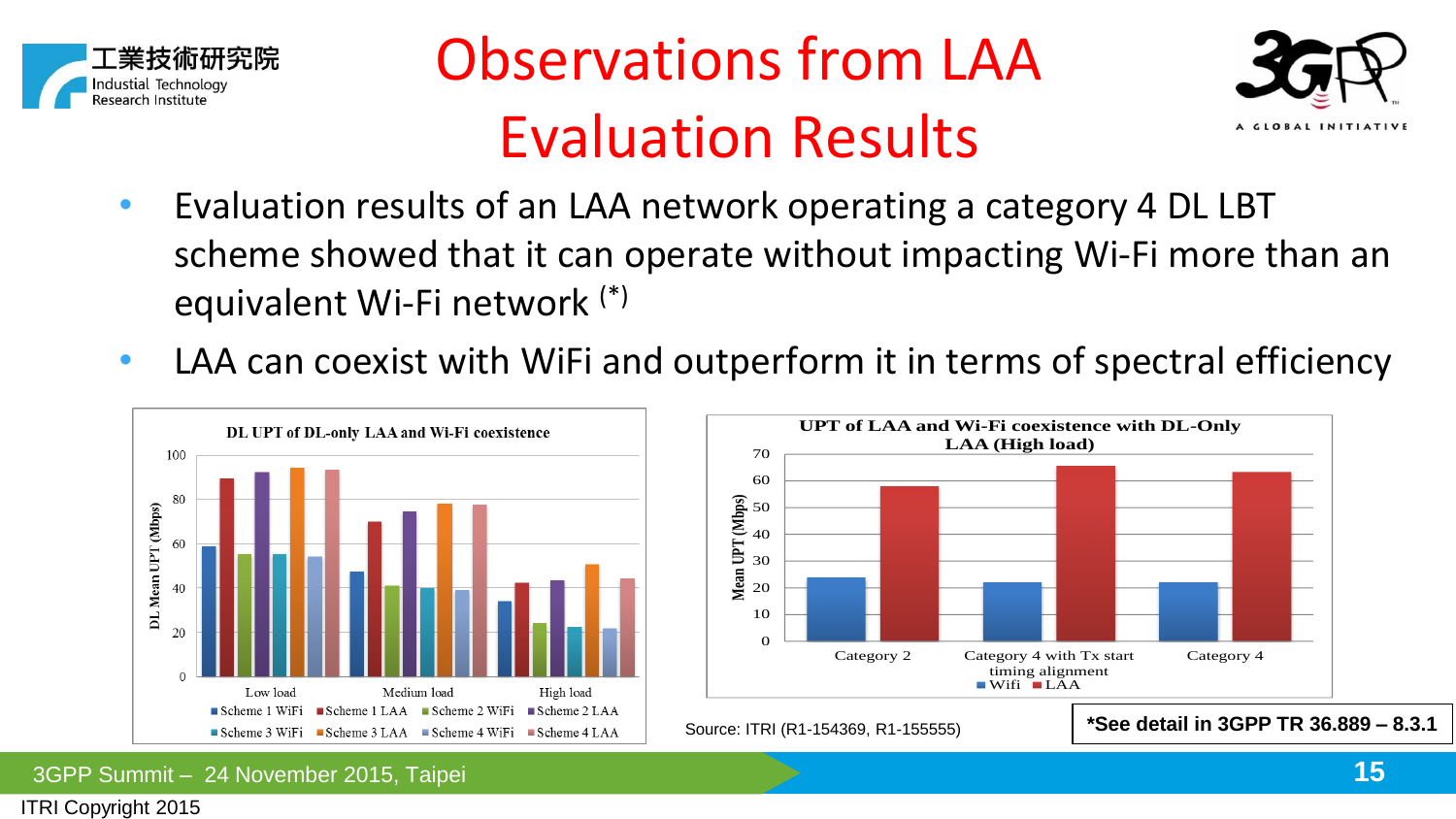# Observations from LAA Evaluation Results

- Evaluation results of an LAA network operating a category 4 DL LBT scheme showed that it can operate without impacting Wi-Fi more than an equivalent Wi-Fi network (*)
- LAA can coexist with WiFi and outperform it in terms of spectral efficiency

**DL UPT of DL-only LAA and Wi-Fi coexistence**

DL Mean UPT (Mbps)

| | Scheme 1 WiFi | Scheme 1 LAA | Scheme 2 WiFi | Scheme 2 LAA | Scheme 3 WiFi | Scheme 3 LAA | Scheme 4 WiFi | Scheme 4 LAA |
|---|---|---|---|---|---|---|---|---|
| Low load | ~59 | ~90 | ~55 | ~92 | ~55 | ~94 | ~54 | ~93 |
| Medium load | ~47 | ~70 | ~41 | ~75 | ~40 | ~78 | ~39 | ~78 |
| High load | ~34 | ~42 | ~24 | ~43 | ~22 | ~50 | ~21 | ~44 |

**UPT of LAA and Wi-Fi coexistence with DL-Only LAA (High load)**

Mean UPT (Mbps)

| | Wifi | LAA |
|---|---|---|
| Category 2 | ~24 | ~58 |
| Category 4 with Tx start timing alignment | ~22 | ~66 |
| Category 4 | ~22 | ~63 |

Source: ITRI (R1-154369, R1-155555)

**\*See detail in 3GPP TR 36.889 – 8.3.1**

ITRI Copyright 2015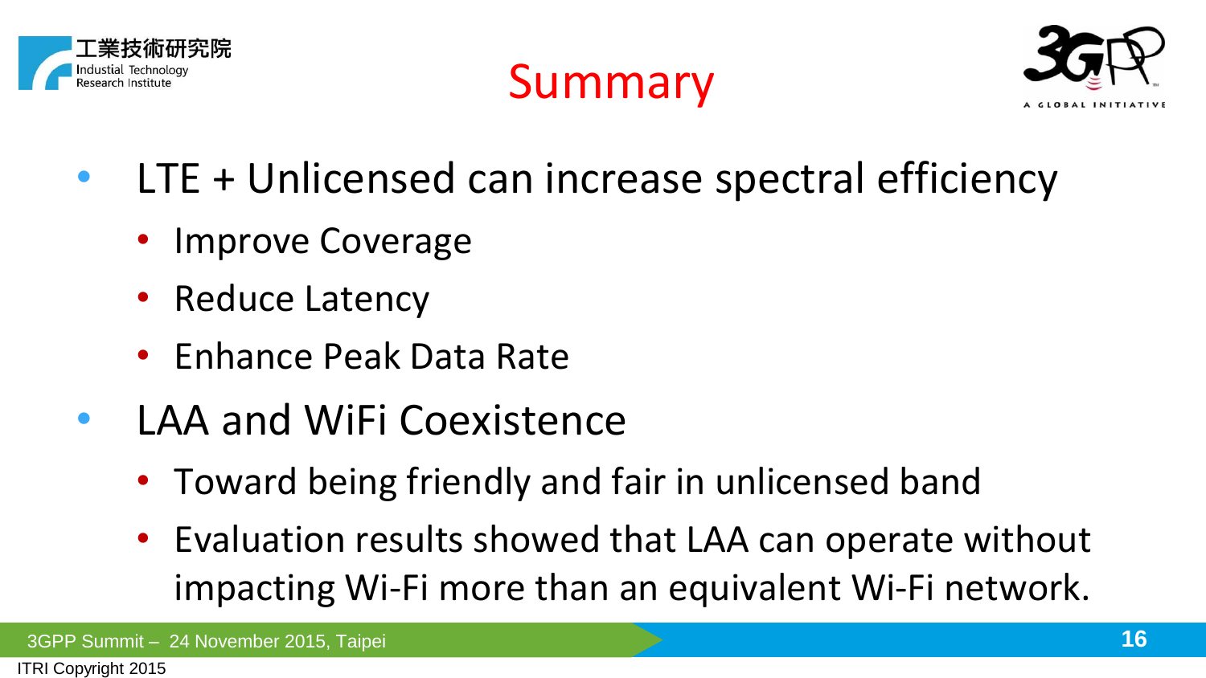# Summary

- LTE + Unlicensed can increase spectral efficiency
  - Improve Coverage
  - Reduce Latency
  - Enhance Peak Data Rate
- LAA and WiFi Coexistence
  - Toward being friendly and fair in unlicensed band
  - Evaluation results showed that LAA can operate without impacting Wi-Fi more than an equivalent Wi-Fi network.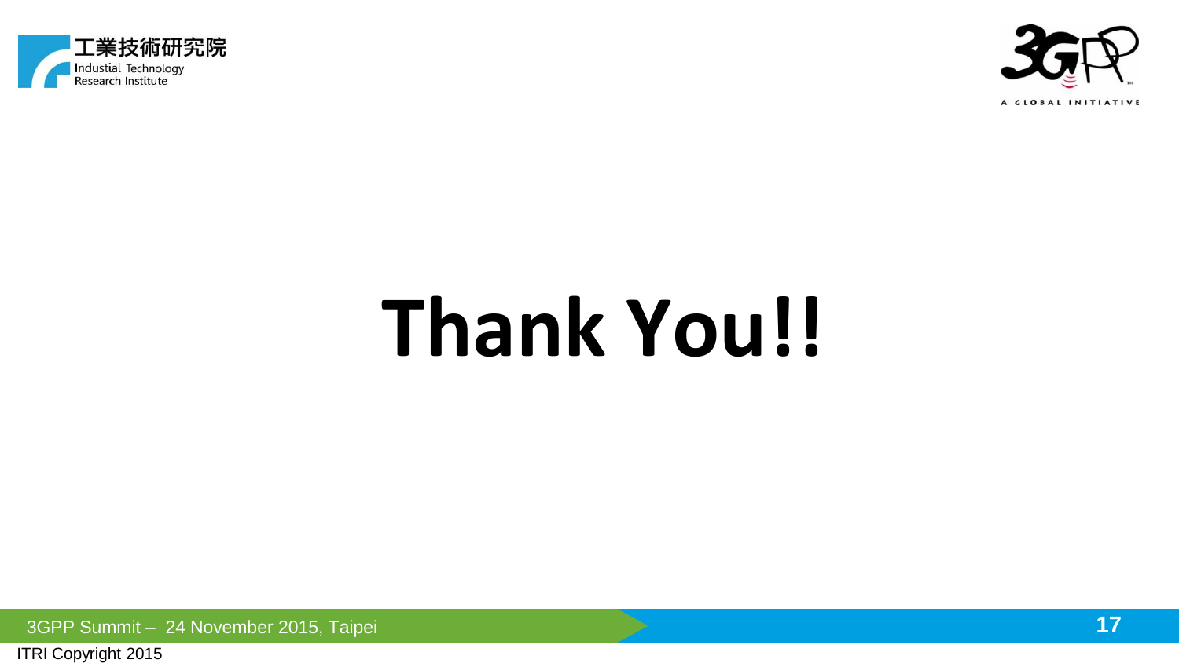# Thank You!!